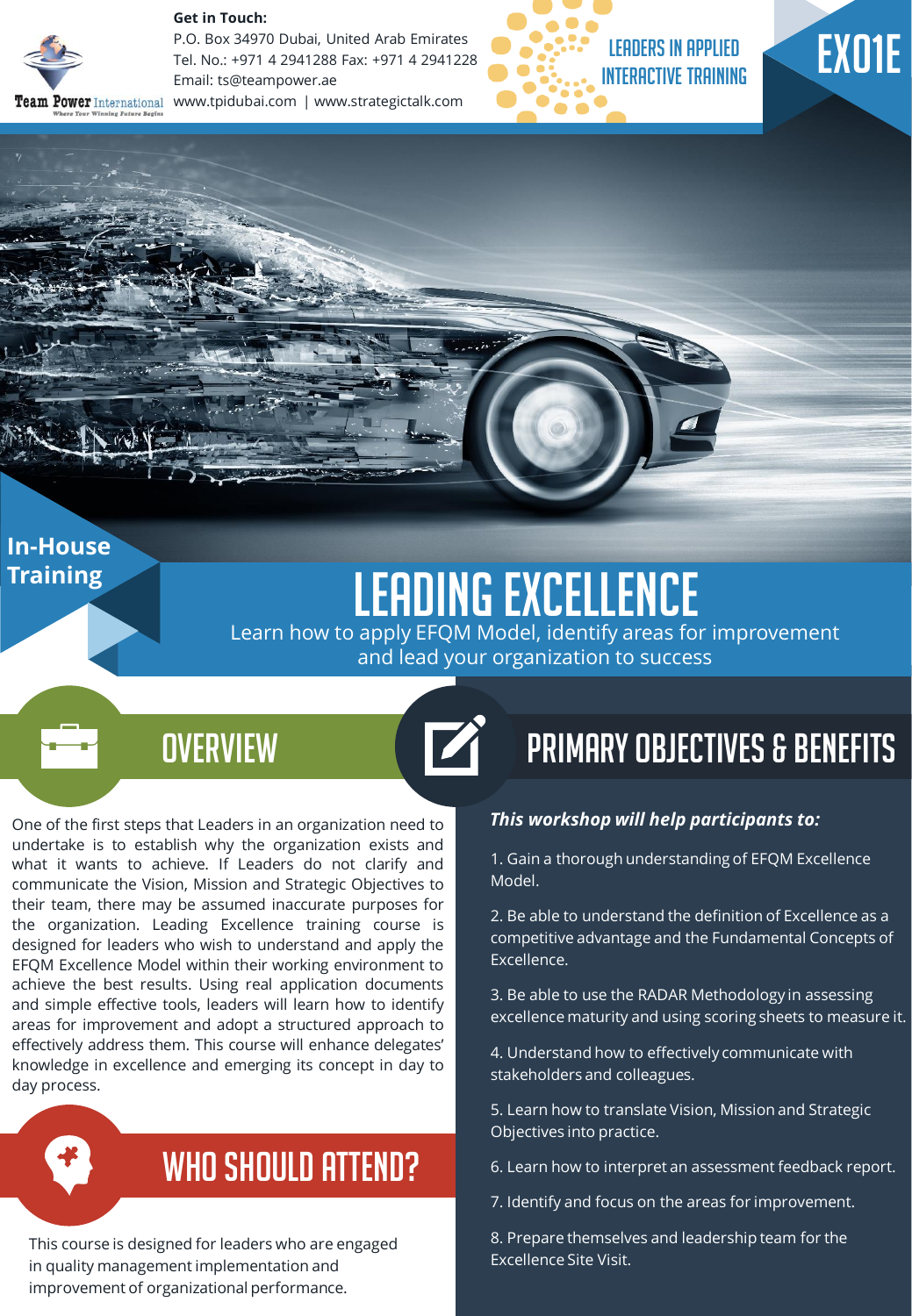Team Power International
Where Your Winning Future Begins

**Get in Touch:**
P.O. Box 34970 Dubai, United Arab Emirates
Tel. No.: +971 4 2941288 Fax: +971 4 2941228
Email: ts@teampower.ae
www.tpidubai.com | www.strategictalk.com

LEADERS IN APPLIED INTERACTIVE TRAINING

EX01E

**In-House Training**

# LEADING EXCELLENCE

Learn how to apply EFQM Model, identify areas for improvement and lead your organization to success

## OVERVIEW

One of the first steps that Leaders in an organization need to undertake is to establish why the organization exists and what it wants to achieve. If Leaders do not clarify and communicate the Vision, Mission and Strategic Objectives to their team, there may be assumed inaccurate purposes for the organization. Leading Excellence training course is designed for leaders who wish to understand and apply the EFQM Excellence Model within their working environment to achieve the best results. Using real application documents and simple effective tools, leaders will learn how to identify areas for improvement and adopt a structured approach to effectively address them. This course will enhance delegates' knowledge in excellence and emerging its concept in day to day process.

## WHO SHOULD ATTEND?

This course is designed for leaders who are engaged in quality management implementation and improvement of organizational performance.

## PRIMARY OBJECTIVES & BENEFITS

***This workshop will help participants to:***

1. Gain a thorough understanding of EFQM Excellence Model.

2. Be able to understand the definition of Excellence as a competitive advantage and the Fundamental Concepts of Excellence.

3. Be able to use the RADAR Methodology in assessing excellence maturity and using scoring sheets to measure it.

4. Understand how to effectively communicate with stakeholders and colleagues.

5. Learn how to translate Vision, Mission and Strategic Objectives into practice.

6. Learn how to interpret an assessment feedback report.

7. Identify and focus on the areas for improvement.

8. Prepare themselves and leadership team for the Excellence Site Visit.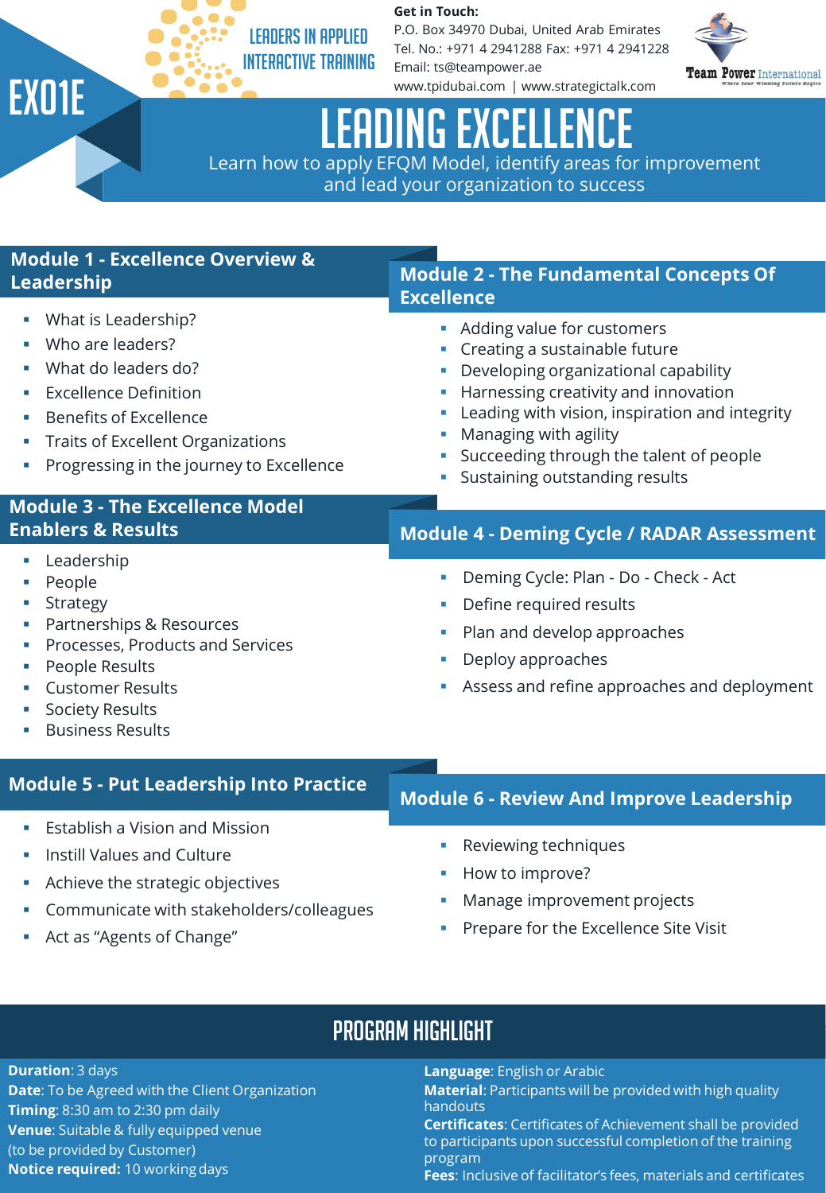EX01E

LEADERS IN APPLIED INTERACTIVE TRAINING

**Get in Touch:**
P.O. Box 34970 Dubai, United Arab Emirates
Tel. No.: +971 4 2941288 Fax: +971 4 2941228
Email: ts@teampower.ae
www.tpidubai.com | www.strategictalk.com

Team Power International
Where Your Winning Future Begins

# LEADING EXCELLENCE

Learn how to apply EFQM Model, identify areas for improvement and lead your organization to success

## Module 1 - Excellence Overview & Leadership

- What is Leadership?
- Who are leaders?
- What do leaders do?
- Excellence Definition
- Benefits of Excellence
- Traits of Excellent Organizations
- Progressing in the journey to Excellence

## Module 2 - The Fundamental Concepts Of Excellence

- Adding value for customers
- Creating a sustainable future
- Developing organizational capability
- Harnessing creativity and innovation
- Leading with vision, inspiration and integrity
- Managing with agility
- Succeeding through the talent of people
- Sustaining outstanding results

## Module 3 - The Excellence Model Enablers & Results

- Leadership
- People
- Strategy
- Partnerships & Resources
- Processes, Products and Services
- People Results
- Customer Results
- Society Results
- Business Results

## Module 4 - Deming Cycle / RADAR Assessment

- Deming Cycle: Plan - Do - Check - Act
- Define required results
- Plan and develop approaches
- Deploy approaches
- Assess and refine approaches and deployment

## Module 5 - Put Leadership Into Practice

- Establish a Vision and Mission
- Instill Values and Culture
- Achieve the strategic objectives
- Communicate with stakeholders/colleagues
- Act as "Agents of Change"

## Module 6 - Review And Improve Leadership

- Reviewing techniques
- How to improve?
- Manage improvement projects
- Prepare for the Excellence Site Visit

## PROGRAM HIGHLIGHT

**Duration**: 3 days
**Date**: To be Agreed with the Client Organization
**Timing**: 8:30 am to 2:30 pm daily
**Venue**: Suitable & fully equipped venue (to be provided by Customer)
**Notice required:** 10 working days

**Language**: English or Arabic
**Material**: Participants will be provided with high quality handouts
**Certificates**: Certificates of Achievement shall be provided to participants upon successful completion of the training program
**Fees**: Inclusive of facilitator's fees, materials and certificates